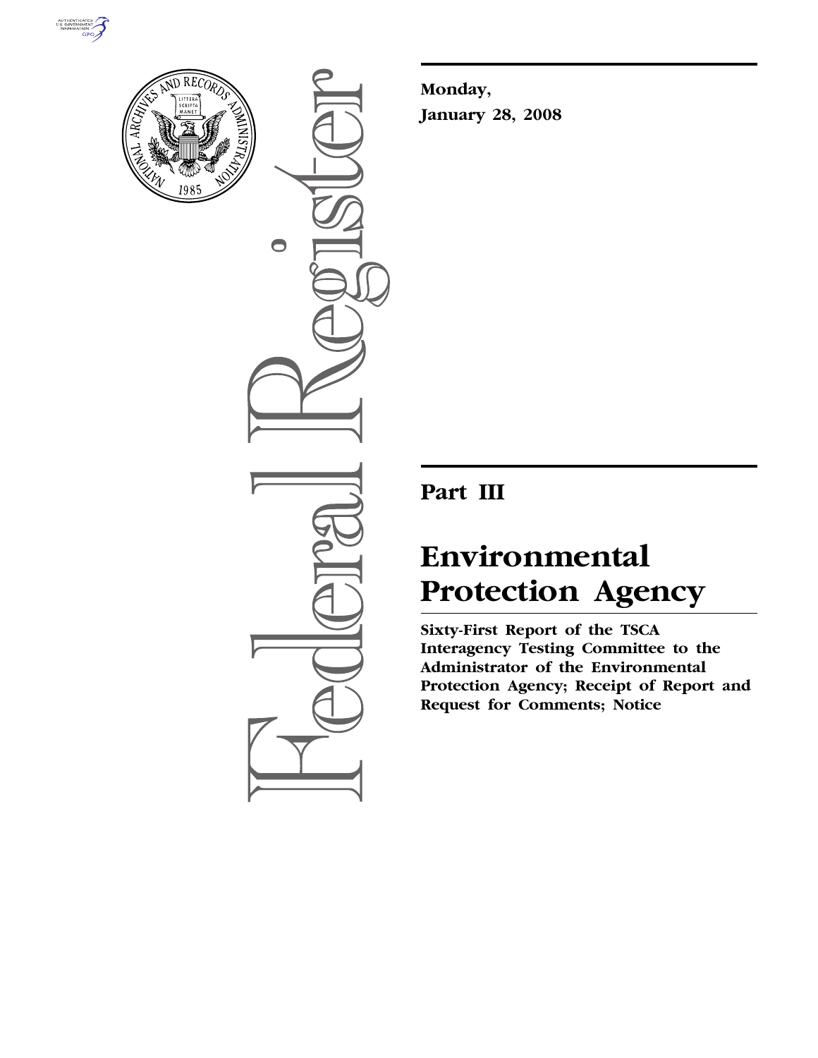**Monday,**

**January 28, 2008**

## Part III

# Environmental Protection Agency

**Sixty-First Report of the TSCA Interagency Testing Committee to the Administrator of the Environmental Protection Agency; Receipt of Report and Request for Comments; Notice**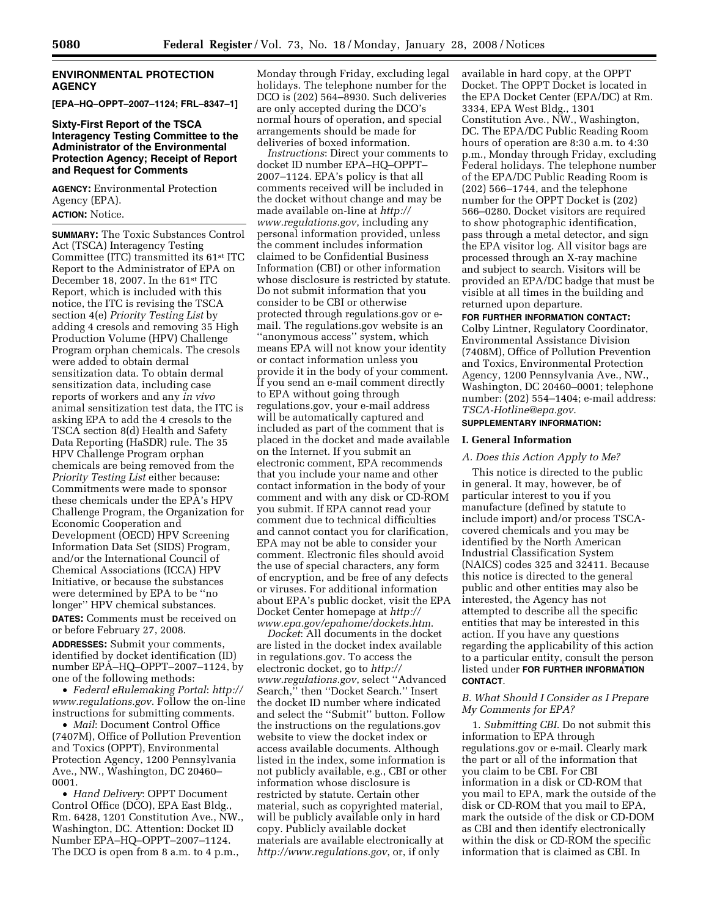**ENVIRONMENTAL PROTECTION AGENCY**

**[EPA–HQ–OPPT–2007–1124; FRL–8347–1]**

## Sixty-First Report of the TSCA Interagency Testing Committee to the Administrator of the Environmental Protection Agency; Receipt of Report and Request for Comments

**AGENCY:** Environmental Protection Agency (EPA).

**ACTION:** Notice.

**SUMMARY:** The Toxic Substances Control Act (TSCA) Interagency Testing Committee (ITC) transmitted its 61st ITC Report to the Administrator of EPA on December 18, 2007. In the 61st ITC Report, which is included with this notice, the ITC is revising the TSCA section 4(e) *Priority Testing List* by adding 4 cresols and removing 35 High Production Volume (HPV) Challenge Program orphan chemicals. The cresols were added to obtain dermal sensitization data. To obtain dermal sensitization data, including case reports of workers and any *in vivo* animal sensitization test data, the ITC is asking EPA to add the 4 cresols to the TSCA section 8(d) Health and Safety Data Reporting (HaSDR) rule. The 35 HPV Challenge Program orphan chemicals are being removed from the *Priority Testing List* either because: Commitments were made to sponsor these chemicals under the EPA's HPV Challenge Program, the Organization for Economic Cooperation and Development (OECD) HPV Screening Information Data Set (SIDS) Program, and/or the International Council of Chemical Associations (ICCA) HPV Initiative, or because the substances were determined by EPA to be ''no longer'' HPV chemical substances.

**DATES:** Comments must be received on or before February 27, 2008.

**ADDRESSES:** Submit your comments, identified by docket identification (ID) number EPA–HQ–OPPT–2007–1124, by one of the following methods:

- *Federal eRulemaking Portal*: *http://www.regulations.gov*. Follow the on-line instructions for submitting comments.
- *Mail*: Document Control Office (7407M), Office of Pollution Prevention and Toxics (OPPT), Environmental Protection Agency, 1200 Pennsylvania Ave., NW., Washington, DC 20460–0001.
- *Hand Delivery*: OPPT Document Control Office (DCO), EPA East Bldg., Rm. 6428, 1201 Constitution Ave., NW., Washington, DC. Attention: Docket ID Number EPA–HQ–OPPT–2007–1124. The DCO is open from 8 a.m. to 4 p.m., Monday through Friday, excluding legal holidays. The telephone number for the DCO is (202) 564–8930. Such deliveries are only accepted during the DCO's normal hours of operation, and special arrangements should be made for deliveries of boxed information.

*Instructions*: Direct your comments to docket ID number EPA–HQ–OPPT–2007–1124. EPA's policy is that all comments received will be included in the docket without change and may be made available on-line at *http://www.regulations.gov*, including any personal information provided, unless the comment includes information claimed to be Confidential Business Information (CBI) or other information whose disclosure is restricted by statute. Do not submit information that you consider to be CBI or otherwise protected through regulations.gov or e-mail. The regulations.gov website is an ''anonymous access'' system, which means EPA will not know your identity or contact information unless you provide it in the body of your comment. If you send an e-mail comment directly to EPA without going through regulations.gov, your e-mail address will be automatically captured and included as part of the comment that is placed in the docket and made available on the Internet. If you submit an electronic comment, EPA recommends that you include your name and other contact information in the body of your comment and with any disk or CD-ROM you submit. If EPA cannot read your comment due to technical difficulties and cannot contact you for clarification, EPA may not be able to consider your comment. Electronic files should avoid the use of special characters, any form of encryption, and be free of any defects or viruses. For additional information about EPA's public docket, visit the EPA Docket Center homepage at *http://www.epa.gov/epahome/dockets.htm*.

*Docket*: All documents in the docket are listed in the docket index available in regulations.gov. To access the electronic docket, go to *http://www.regulations.gov*, select ''Advanced Search,'' then ''Docket Search.'' Insert the docket ID number where indicated and select the ''Submit'' button. Follow the instructions on the regulations.gov website to view the docket index or access available documents. Although listed in the index, some information is not publicly available, e.g., CBI or other information whose disclosure is restricted by statute. Certain other material, such as copyrighted material, will be publicly available only in hard copy. Publicly available docket materials are available electronically at *http://www.regulations.gov*, or, if only available in hard copy, at the OPPT Docket. The OPPT Docket is located in the EPA Docket Center (EPA/DC) at Rm. 3334, EPA West Bldg., 1301 Constitution Ave., NW., Washington, DC. The EPA/DC Public Reading Room hours of operation are 8:30 a.m. to 4:30 p.m., Monday through Friday, excluding Federal holidays. The telephone number of the EPA/DC Public Reading Room is (202) 566–1744, and the telephone number for the OPPT Docket is (202) 566–0280. Docket visitors are required to show photographic identification, pass through a metal detector, and sign the EPA visitor log. All visitor bags are processed through an X-ray machine and subject to search. Visitors will be provided an EPA/DC badge that must be visible at all times in the building and returned upon departure.

**FOR FURTHER INFORMATION CONTACT:** Colby Lintner, Regulatory Coordinator, Environmental Assistance Division (7408M), Office of Pollution Prevention and Toxics, Environmental Protection Agency, 1200 Pennsylvania Ave., NW., Washington, DC 20460–0001; telephone number: (202) 554–1404; e-mail address: *TSCA-Hotline@epa.gov*.

**SUPPLEMENTARY INFORMATION:**

### I. General Information

#### *A. Does this Action Apply to Me?*

This notice is directed to the public in general. It may, however, be of particular interest to you if you manufacture (defined by statute to include import) and/or process TSCA-covered chemicals and you may be identified by the North American Industrial Classification System (NAICS) codes 325 and 32411. Because this notice is directed to the general public and other entities may also be interested, the Agency has not attempted to describe all the specific entities that may be interested in this action. If you have any questions regarding the applicability of this action to a particular entity, consult the person listed under **FOR FURTHER INFORMATION CONTACT**.

#### *B. What Should I Consider as I Prepare My Comments for EPA?*

1. *Submitting CBI*. Do not submit this information to EPA through regulations.gov or e-mail. Clearly mark the part or all of the information that you claim to be CBI. For CBI information in a disk or CD-ROM that you mail to EPA, mark the outside of the disk or CD-ROM that you mail to EPA, mark the outside of the disk or CD-DOM as CBI and then identify electronically within the disk or CD-ROM the specific information that is claimed as CBI. In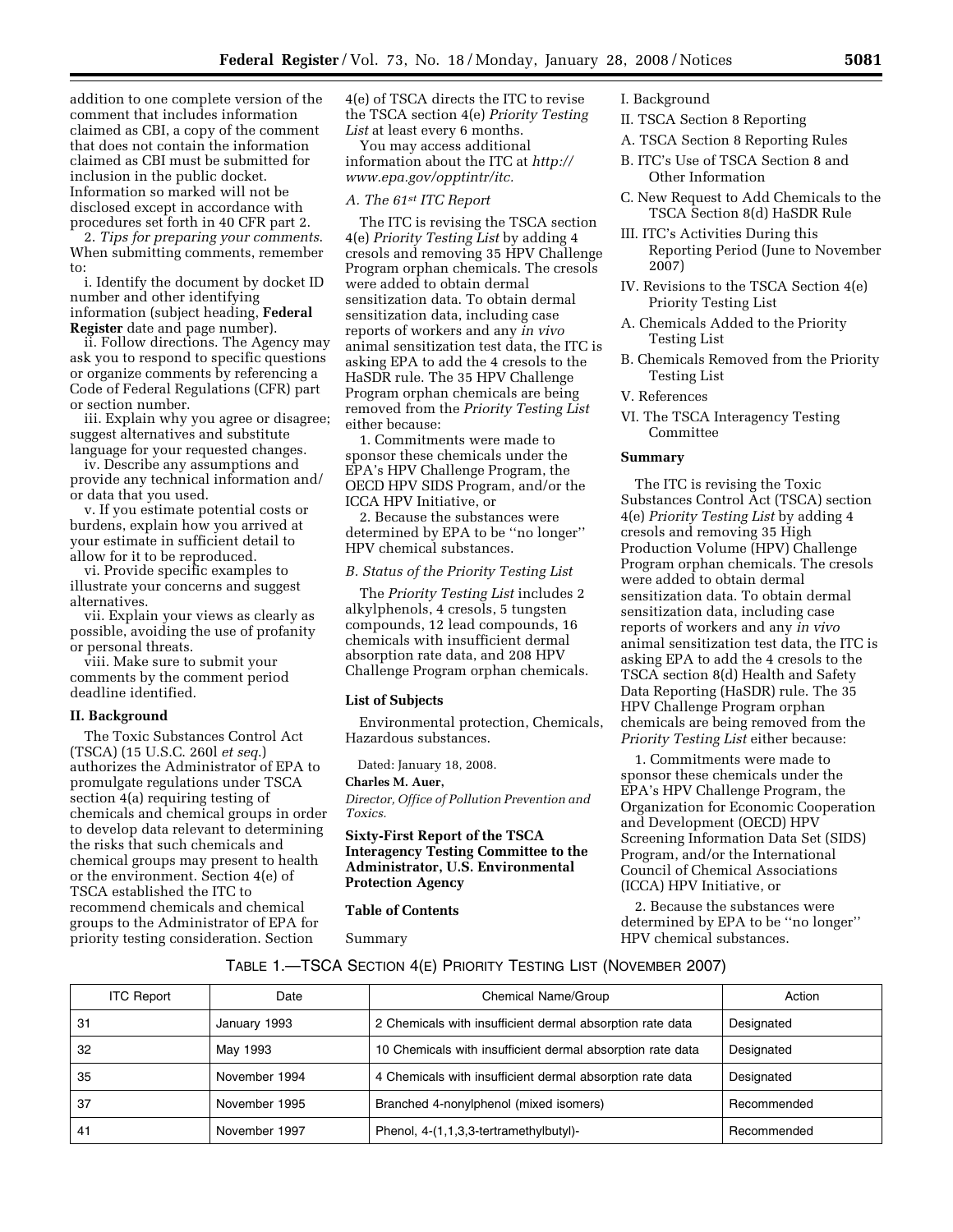addition to one complete version of the comment that includes information claimed as CBI, a copy of the comment that does not contain the information claimed as CBI must be submitted for inclusion in the public docket. Information so marked will not be disclosed except in accordance with procedures set forth in 40 CFR part 2.

2. *Tips for preparing your comments*. When submitting comments, remember to:

i. Identify the document by docket ID number and other identifying information (subject heading, **Federal Register** date and page number).

ii. Follow directions. The Agency may ask you to respond to specific questions or organize comments by referencing a Code of Federal Regulations (CFR) part or section number.

iii. Explain why you agree or disagree; suggest alternatives and substitute language for your requested changes.

iv. Describe any assumptions and provide any technical information and/or data that you used.

v. If you estimate potential costs or burdens, explain how you arrived at your estimate in sufficient detail to allow for it to be reproduced.

vi. Provide specific examples to illustrate your concerns and suggest alternatives.

vii. Explain your views as clearly as possible, avoiding the use of profanity or personal threats.

viii. Make sure to submit your comments by the comment period deadline identified.

## II. Background

The Toxic Substances Control Act (TSCA) (15 U.S.C. 260l *et seq.*) authorizes the Administrator of EPA to promulgate regulations under TSCA section 4(a) requiring testing of chemicals and chemical groups in order to develop data relevant to determining the risks that such chemicals and chemical groups may present to health or the environment. Section 4(e) of TSCA established the ITC to recommend chemicals and chemical groups to the Administrator of EPA for priority testing consideration. Section 4(e) of TSCA directs the ITC to revise the TSCA section 4(e) *Priority Testing List* at least every 6 months.

You may access additional information about the ITC at *http://www.epa.gov/opptintr/itc*.

### *A. The 61st ITC Report*

The ITC is revising the TSCA section 4(e) *Priority Testing List* by adding 4 cresols and removing 35 HPV Challenge Program orphan chemicals. The cresols were added to obtain dermal sensitization data. To obtain dermal sensitization data, including case reports of workers and any *in vivo* animal sensitization test data, the ITC is asking EPA to add the 4 cresols to the HaSDR rule. The 35 HPV Challenge Program orphan chemicals are being removed from the *Priority Testing List* either because:

1. Commitments were made to sponsor these chemicals under the EPA's HPV Challenge Program, the OECD HPV SIDS Program, and/or the ICCA HPV Initiative, or

2. Because the substances were determined by EPA to be ''no longer'' HPV chemical substances.

### *B. Status of the Priority Testing List*

The *Priority Testing List* includes 2 alkylphenols, 4 cresols, 5 tungsten compounds, 12 lead compounds, 16 chemicals with insufficient dermal absorption rate data, and 208 HPV Challenge Program orphan chemicals.

### List of Subjects

Environmental protection, Chemicals, Hazardous substances.

Dated: January 18, 2008.

**Charles M. Auer,**

*Director, Office of Pollution Prevention and Toxics.*

## Sixty-First Report of the TSCA Interagency Testing Committee to the Administrator, U.S. Environmental Protection Agency

### Table of Contents

Summary

I. Background

II. TSCA Section 8 Reporting

A. TSCA Section 8 Reporting Rules

B. ITC's Use of TSCA Section 8 and Other Information

C. New Request to Add Chemicals to the TSCA Section 8(d) HaSDR Rule

III. ITC's Activities During this Reporting Period (June to November 2007)

IV. Revisions to the TSCA Section 4(e) Priority Testing List

A. Chemicals Added to the Priority Testing List

B. Chemicals Removed from the Priority Testing List

V. References

VI. The TSCA Interagency Testing Committee

### Summary

The ITC is revising the Toxic Substances Control Act (TSCA) section 4(e) *Priority Testing List* by adding 4 cresols and removing 35 High Production Volume (HPV) Challenge Program orphan chemicals. The cresols were added to obtain dermal sensitization data. To obtain dermal sensitization data, including case reports of workers and any *in vivo* animal sensitization test data, the ITC is asking EPA to add the 4 cresols to the TSCA section 8(d) Health and Safety Data Reporting (HaSDR) rule. The 35 HPV Challenge Program orphan chemicals are being removed from the *Priority Testing List* either because:

1. Commitments were made to sponsor these chemicals under the EPA's HPV Challenge Program, the Organization for Economic Cooperation and Development (OECD) HPV Screening Information Data Set (SIDS) Program, and/or the International Council of Chemical Associations (ICCA) HPV Initiative, or

2. Because the substances were determined by EPA to be ''no longer'' HPV chemical substances.

TABLE 1.—TSCA SECTION 4(E) PRIORITY TESTING LIST (NOVEMBER 2007)

| ITC Report | Date | Chemical Name/Group | Action |
|---|---|---|---|
| 31 | January 1993 | 2 Chemicals with insufficient dermal absorption rate data | Designated |
| 32 | May 1993 | 10 Chemicals with insufficient dermal absorption rate data | Designated |
| 35 | November 1994 | 4 Chemicals with insufficient dermal absorption rate data | Designated |
| 37 | November 1995 | Branched 4-nonylphenol (mixed isomers) | Recommended |
| 41 | November 1997 | Phenol, 4-(1,1,3,3-tertramethylbutyl)- | Recommended |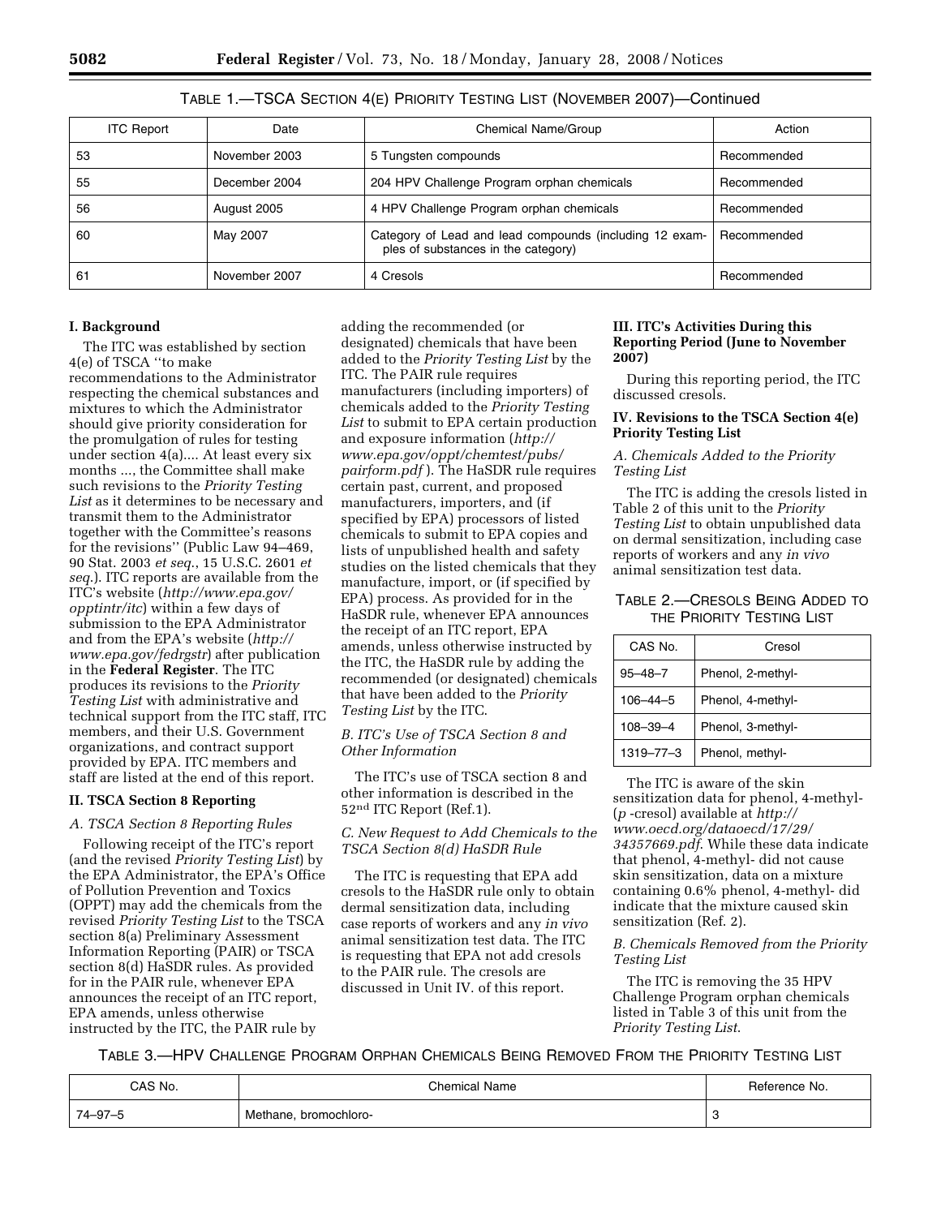TABLE 1.—TSCA SECTION 4(E) PRIORITY TESTING LIST (NOVEMBER 2007)—Continued

| ITC Report | Date | Chemical Name/Group | Action |
|---|---|---|---|
| 53 | November 2003 | 5 Tungsten compounds | Recommended |
| 55 | December 2004 | 204 HPV Challenge Program orphan chemicals | Recommended |
| 56 | August 2005 | 4 HPV Challenge Program orphan chemicals | Recommended |
| 60 | May 2007 | Category of Lead and lead compounds (including 12 examples of substances in the category) | Recommended |
| 61 | November 2007 | 4 Cresols | Recommended |

**I. Background**

The ITC was established by section 4(e) of TSCA ''to make recommendations to the Administrator respecting the chemical substances and mixtures to which the Administrator should give priority consideration for the promulgation of rules for testing under section 4(a).... At least every six months ..., the Committee shall make such revisions to the *Priority Testing List* as it determines to be necessary and transmit them to the Administrator together with the Committee's reasons for the revisions'' (Public Law 94–469, 90 Stat. 2003 *et seq.*, 15 U.S.C. 2601 *et seq.*). ITC reports are available from the ITC's website (*http://www.epa.gov/opptintr/itc*) within a few days of submission to the EPA Administrator and from the EPA's website (*http://www.epa.gov/fedrgstr*) after publication in the **Federal Register**. The ITC produces its revisions to the *Priority Testing List* with administrative and technical support from the ITC staff, ITC members, and their U.S. Government organizations, and contract support provided by EPA. ITC members and staff are listed at the end of this report.

**II. TSCA Section 8 Reporting**

*A. TSCA Section 8 Reporting Rules*

Following receipt of the ITC's report (and the revised *Priority Testing List*) by the EPA Administrator, the EPA's Office of Pollution Prevention and Toxics (OPPT) may add the chemicals from the revised *Priority Testing List* to the TSCA section 8(a) Preliminary Assessment Information Reporting (PAIR) or TSCA section 8(d) HaSDR rules. As provided for in the PAIR rule, whenever EPA announces the receipt of an ITC report, EPA amends, unless otherwise instructed by the ITC, the PAIR rule by adding the recommended (or designated) chemicals that have been added to the *Priority Testing List* by the ITC. The PAIR rule requires manufacturers (including importers) of chemicals added to the *Priority Testing List* to submit to EPA certain production and exposure information (*http://www.epa.gov/oppt/chemtest/pubs/pairform.pdf*). The HaSDR rule requires certain past, current, and proposed manufacturers, importers, and (if specified by EPA) processors of listed chemicals to submit to EPA copies and lists of unpublished health and safety studies on the listed chemicals that they manufacture, import, or (if specified by EPA) process. As provided for in the HaSDR rule, whenever EPA announces the receipt of an ITC report, EPA amends, unless otherwise instructed by the ITC, the HaSDR rule by adding the recommended (or designated) chemicals that have been added to the *Priority Testing List* by the ITC.

*B. ITC's Use of TSCA Section 8 and Other Information*

The ITC's use of TSCA section 8 and other information is described in the 52nd ITC Report (Ref.1).

*C. New Request to Add Chemicals to the TSCA Section 8(d) HaSDR Rule*

The ITC is requesting that EPA add cresols to the HaSDR rule only to obtain dermal sensitization data, including case reports of workers and any *in vivo* animal sensitization test data. The ITC is requesting that EPA not add cresols to the PAIR rule. The cresols are discussed in Unit IV. of this report.

**III. ITC's Activities During this Reporting Period (June to November 2007)**

During this reporting period, the ITC discussed cresols.

**IV. Revisions to the TSCA Section 4(e) Priority Testing List**

*A. Chemicals Added to the Priority Testing List*

The ITC is adding the cresols listed in Table 2 of this unit to the *Priority Testing List* to obtain unpublished data on dermal sensitization, including case reports of workers and any *in vivo* animal sensitization test data.

TABLE 2.—CRESOLS BEING ADDED TO THE PRIORITY TESTING LIST

| CAS No. | Cresol |
|---|---|
| 95–48–7 | Phenol, 2-methyl- |
| 106–44–5 | Phenol, 4-methyl- |
| 108–39–4 | Phenol, 3-methyl- |
| 1319–77–3 | Phenol, methyl- |

The ITC is aware of the skin sensitization data for phenol, 4-methyl- (*p* -cresol) available at *http://www.oecd.org/dataoecd/17/29/34357669.pdf*. While these data indicate that phenol, 4-methyl- did not cause skin sensitization, data on a mixture containing 0.6% phenol, 4-methyl- did indicate that the mixture caused skin sensitization (Ref. 2).

*B. Chemicals Removed from the Priority Testing List*

The ITC is removing the 35 HPV Challenge Program orphan chemicals listed in Table 3 of this unit from the *Priority Testing List*.

TABLE 3.—HPV CHALLENGE PROGRAM ORPHAN CHEMICALS BEING REMOVED FROM THE PRIORITY TESTING LIST

| CAS No. | Chemical Name | Reference No. |
|---|---|---|
| 74–97–5 | Methane, bromochloro- | 3 |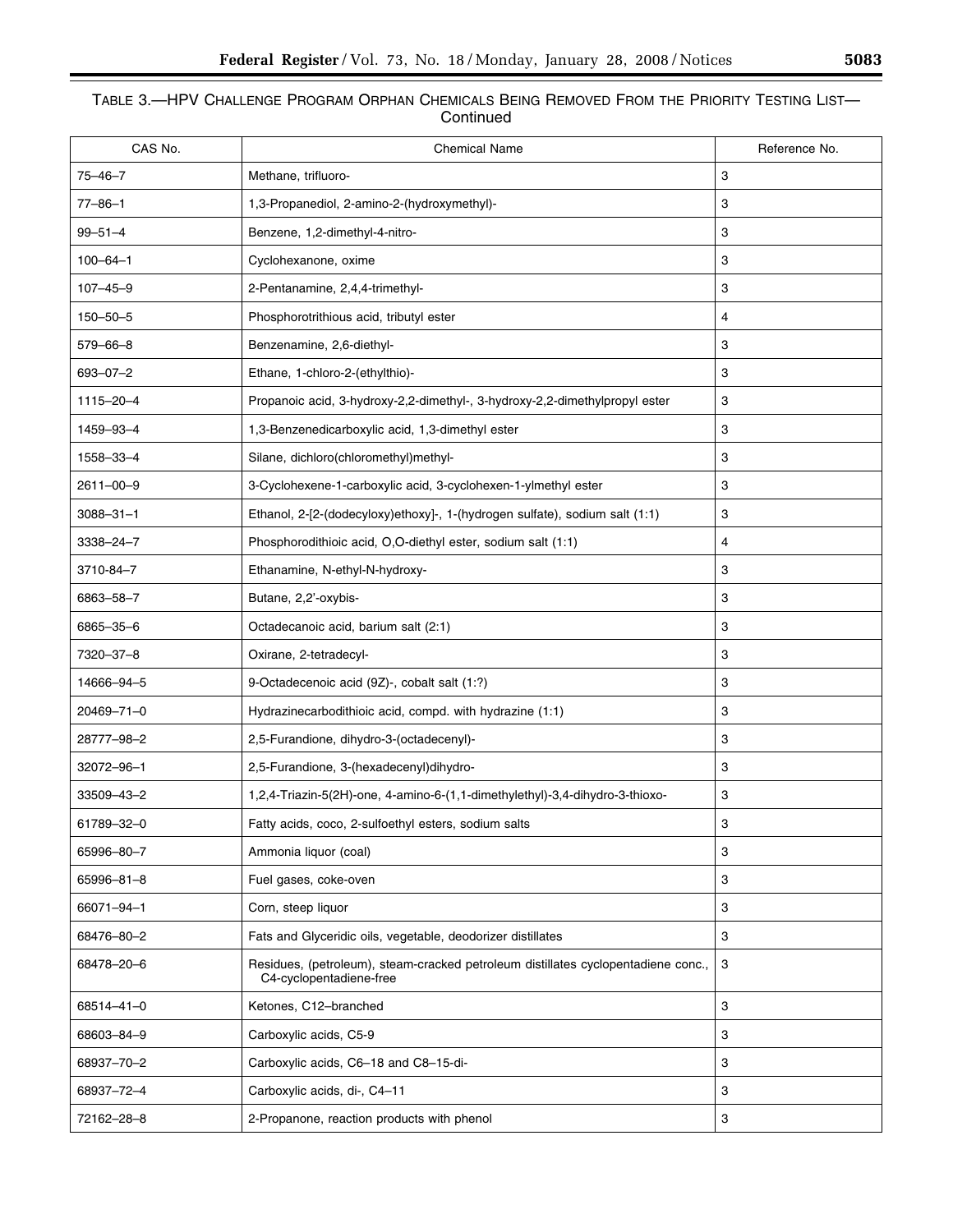TABLE 3.—HPV CHALLENGE PROGRAM ORPHAN CHEMICALS BEING REMOVED FROM THE PRIORITY TESTING LIST—Continued

| CAS No. | Chemical Name | Reference No. |
|---|---|---|
| 75–46–7 | Methane, trifluoro- | 3 |
| 77–86–1 | 1,3-Propanediol, 2-amino-2-(hydroxymethyl)- | 3 |
| 99–51–4 | Benzene, 1,2-dimethyl-4-nitro- | 3 |
| 100–64–1 | Cyclohexanone, oxime | 3 |
| 107–45–9 | 2-Pentanamine, 2,4,4-trimethyl- | 3 |
| 150–50–5 | Phosphorotrithious acid, tributyl ester | 4 |
| 579–66–8 | Benzenamine, 2,6-diethyl- | 3 |
| 693–07–2 | Ethane, 1-chloro-2-(ethylthio)- | 3 |
| 1115–20–4 | Propanoic acid, 3-hydroxy-2,2-dimethyl-, 3-hydroxy-2,2-dimethylpropyl ester | 3 |
| 1459–93–4 | 1,3-Benzenedicarboxylic acid, 1,3-dimethyl ester | 3 |
| 1558–33–4 | Silane, dichloro(chloromethyl)methyl- | 3 |
| 2611–00–9 | 3-Cyclohexene-1-carboxylic acid, 3-cyclohexen-1-ylmethyl ester | 3 |
| 3088–31–1 | Ethanol, 2-[2-(dodecyloxy)ethoxy]-, 1-(hydrogen sulfate), sodium salt (1:1) | 3 |
| 3338–24–7 | Phosphorodithioic acid, O,O-diethyl ester, sodium salt (1:1) | 4 |
| 3710-84–7 | Ethanamine, N-ethyl-N-hydroxy- | 3 |
| 6863–58–7 | Butane, 2,2'-oxybis- | 3 |
| 6865–35–6 | Octadecanoic acid, barium salt (2:1) | 3 |
| 7320–37–8 | Oxirane, 2-tetradecyl- | 3 |
| 14666–94–5 | 9-Octadecenoic acid (9Z)-, cobalt salt (1:?) | 3 |
| 20469–71–0 | Hydrazinecarbodithioic acid, compd. with hydrazine (1:1) | 3 |
| 28777–98–2 | 2,5-Furandione, dihydro-3-(octadecenyl)- | 3 |
| 32072–96–1 | 2,5-Furandione, 3-(hexadecenyl)dihydro- | 3 |
| 33509–43–2 | 1,2,4-Triazin-5(2H)-one, 4-amino-6-(1,1-dimethylethyl)-3,4-dihydro-3-thioxo- | 3 |
| 61789–32–0 | Fatty acids, coco, 2-sulfoethyl esters, sodium salts | 3 |
| 65996–80–7 | Ammonia liquor (coal) | 3 |
| 65996–81–8 | Fuel gases, coke-oven | 3 |
| 66071–94–1 | Corn, steep liquor | 3 |
| 68476–80–2 | Fats and Glyceridic oils, vegetable, deodorizer distillates | 3 |
| 68478–20–6 | Residues, (petroleum), steam-cracked petroleum distillates cyclopentadiene conc., C4-cyclopentadiene-free | 3 |
| 68514–41–0 | Ketones, C12–branched | 3 |
| 68603–84–9 | Carboxylic acids, C5-9 | 3 |
| 68937–70–2 | Carboxylic acids, C6–18 and C8–15-di- | 3 |
| 68937–72–4 | Carboxylic acids, di-, C4–11 | 3 |
| 72162–28–8 | 2-Propanone, reaction products with phenol | 3 |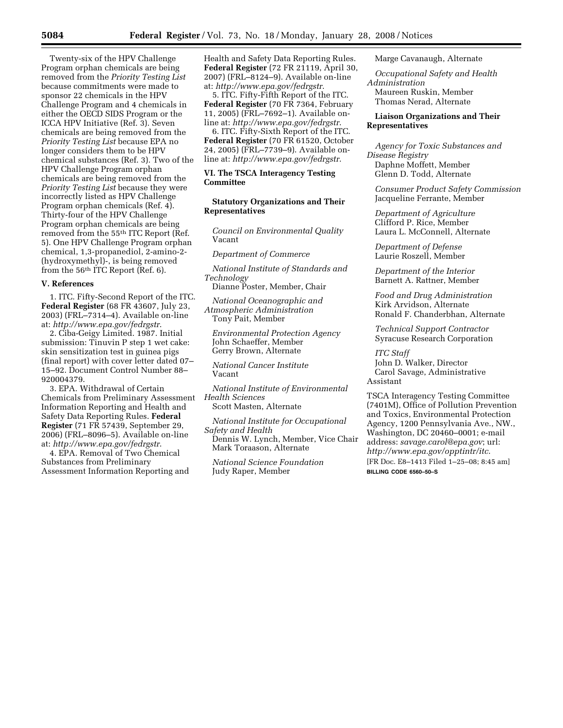Twenty-six of the HPV Challenge Program orphan chemicals are being removed from the *Priority Testing List* because commitments were made to sponsor 22 chemicals in the HPV Challenge Program and 4 chemicals in either the OECD SIDS Program or the ICCA HPV Initiative (Ref. 3). Seven chemicals are being removed from the *Priority Testing List* because EPA no longer considers them to be HPV chemical substances (Ref. 3). Two of the HPV Challenge Program orphan chemicals are being removed from the *Priority Testing List* because they were incorrectly listed as HPV Challenge Program orphan chemicals (Ref. 4). Thirty-four of the HPV Challenge Program orphan chemicals are being removed from the 55th ITC Report (Ref. 5). One HPV Challenge Program orphan chemical, 1,3-propanediol, 2-amino-2-(hydroxymethyl)-, is being removed from the 56th ITC Report (Ref. 6).

## V. References

1. ITC. Fifty-Second Report of the ITC. **Federal Register** (68 FR 43607, July 23, 2003) (FRL–7314–4). Available on-line at: *http://www.epa.gov/fedrgstr*.

2. Ciba-Geigy Limited. 1987. Initial submission: Tinuvin P step 1 wet cake: skin sensitization test in guinea pigs (final report) with cover letter dated 07–15–92. Document Control Number 88–920004379.

3. EPA. Withdrawal of Certain Chemicals from Preliminary Assessment Information Reporting and Health and Safety Data Reporting Rules. **Federal Register** (71 FR 57439, September 29, 2006) (FRL–8096–5). Available on-line at: *http://www.epa.gov/fedrgstr*.

4. EPA. Removal of Two Chemical Substances from Preliminary Assessment Information Reporting and Health and Safety Data Reporting Rules. **Federal Register** (72 FR 21119, April 30, 2007) (FRL–8124–9). Available on-line at: *http://www.epa.gov/fedrgstr*.

5. ITC. Fifty-Fifth Report of the ITC. **Federal Register** (70 FR 7364, February 11, 2005) (FRL–7692–1). Available on-line at: *http://www.epa.gov/fedrgstr*.

6. ITC. Fifty-Sixth Report of the ITC. **Federal Register** (70 FR 61520, October 24, 2005) (FRL–7739–9). Available on-line at: *http://www.epa.gov/fedrgstr*.

## VI. The TSCA Interagency Testing Committee

### Statutory Organizations and Their Representatives

*Council on Environmental Quality*
Vacant

*Department of Commerce*

*National Institute of Standards and Technology*
Dianne Poster, Member, Chair

*National Oceanographic and Atmospheric Administration*
Tony Pait, Member

*Environmental Protection Agency*
John Schaeffer, Member
Gerry Brown, Alternate

*National Cancer Institute*
Vacant

*National Institute of Environmental Health Sciences*
Scott Masten, Alternate

*National Institute for Occupational Safety and Health*
Dennis W. Lynch, Member, Vice Chair
Mark Toraason, Alternate

*National Science Foundation*
Judy Raper, Member
Marge Cavanaugh, Alternate

*Occupational Safety and Health Administration*
Maureen Ruskin, Member
Thomas Nerad, Alternate

### Liaison Organizations and Their Representatives

*Agency for Toxic Substances and Disease Registry*
Daphne Moffett, Member
Glenn D. Todd, Alternate

*Consumer Product Safety Commission*
Jacqueline Ferrante, Member

*Department of Agriculture*
Clifford P. Rice, Member
Laura L. McConnell, Alternate

*Department of Defense*
Laurie Roszell, Member

*Department of the Interior*
Barnett A. Rattner, Member

*Food and Drug Administration*
Kirk Arvidson, Alternate
Ronald F. Chanderbhan, Alternate

*Technical Support Contractor*
Syracuse Research Corporation

*ITC Staff*
John D. Walker, Director
Carol Savage, Administrative Assistant

TSCA Interagency Testing Committee (7401M), Office of Pollution Prevention and Toxics, Environmental Protection Agency, 1200 Pennsylvania Ave., NW., Washington, DC 20460–0001; e-mail address: *savage.carol@epa.gov*; url: *http://www.epa.gov/opptintr/itc*.

[FR Doc. E8–1413 Filed 1–25–08; 8:45 am]

**BILLING CODE 6560–50–S**